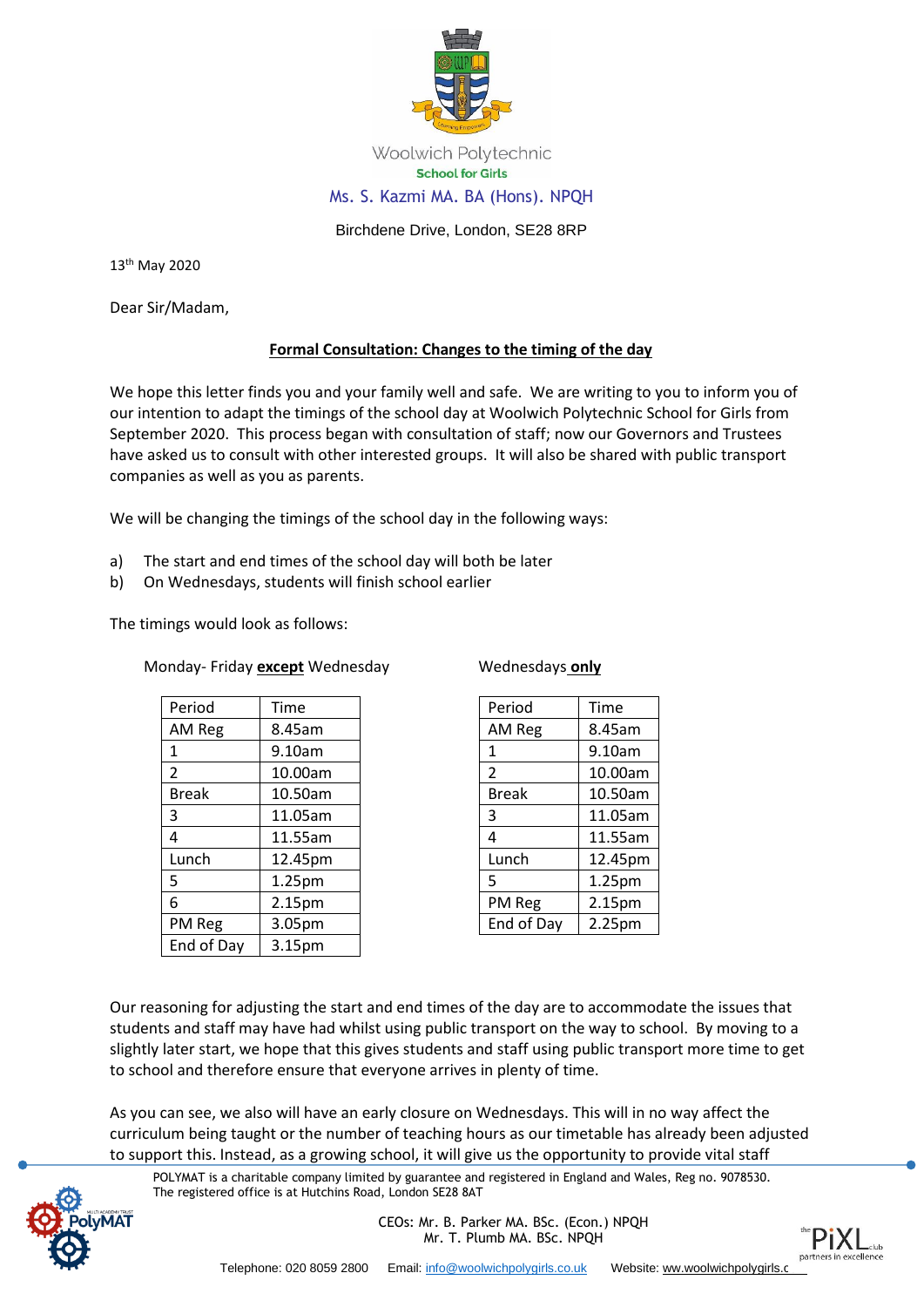Woolwich Polytechnic
School for Girls
Ms. S. Kazmi MA. BA (Hons). NPQH

Birchdene Drive, London, SE28 8RP

13th May 2020

Dear Sir/Madam,

**Formal Consultation: Changes to the timing of the day**

We hope this letter finds you and your family well and safe. We are writing to you to inform you of our intention to adapt the timings of the school day at Woolwich Polytechnic School for Girls from September 2020. This process began with consultation of staff; now our Governors and Trustees have asked us to consult with other interested groups. It will also be shared with public transport companies as well as you as parents.

We will be changing the timings of the school day in the following ways:

a) The start and end times of the school day will both be later
b) On Wednesdays, students will finish school earlier

The timings would look as follows:

Monday- Friday **except** Wednesday

| Period | Time |
|---|---|
| AM Reg | 8.45am |
| 1 | 9.10am |
| 2 | 10.00am |
| Break | 10.50am |
| 3 | 11.05am |
| 4 | 11.55am |
| Lunch | 12.45pm |
| 5 | 1.25pm |
| 6 | 2.15pm |
| PM Reg | 3.05pm |
| End of Day | 3.15pm |

Wednesdays **only**

| Period | Time |
|---|---|
| AM Reg | 8.45am |
| 1 | 9.10am |
| 2 | 10.00am |
| Break | 10.50am |
| 3 | 11.05am |
| 4 | 11.55am |
| Lunch | 12.45pm |
| 5 | 1.25pm |
| PM Reg | 2.15pm |
| End of Day | 2.25pm |

Our reasoning for adjusting the start and end times of the day are to accommodate the issues that students and staff may have had whilst using public transport on the way to school. By moving to a slightly later start, we hope that this gives students and staff using public transport more time to get to school and therefore ensure that everyone arrives in plenty of time.

As you can see, we also will have an early closure on Wednesdays. This will in no way affect the curriculum being taught or the number of teaching hours as our timetable has already been adjusted to support this. Instead, as a growing school, it will give us the opportunity to provide vital staff

POLYMAT is a charitable company limited by guarantee and registered in England and Wales, Reg no. 9078530.
The registered office is at Hutchins Road, London SE28 8AT

CEOs: Mr. B. Parker MA. BSc. (Econ.) NPQH
Mr. T. Plumb MA. BSc. NPQH

Telephone: 020 8059 2800 Email: info@woolwichpolygirls.co.uk Website: ww.woolwichpolygirls.c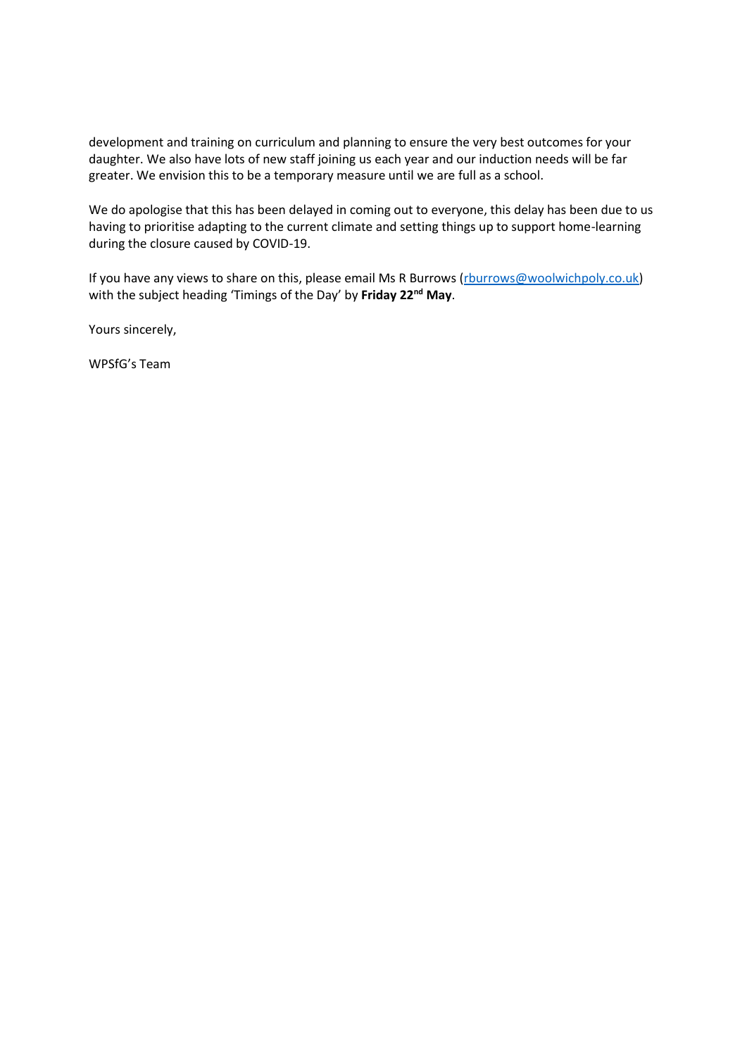development and training on curriculum and planning to ensure the very best outcomes for your daughter. We also have lots of new staff joining us each year and our induction needs will be far greater. We envision this to be a temporary measure until we are full as a school.

We do apologise that this has been delayed in coming out to everyone, this delay has been due to us having to prioritise adapting to the current climate and setting things up to support home-learning during the closure caused by COVID-19.

If you have any views to share on this, please email Ms R Burrows ([rburrows@woolwichpoly.co.uk](mailto:rburrows@woolwichpoly.co.uk)) with the subject heading 'Timings of the Day' by **Friday 22nd May**.

Yours sincerely,

WPSfG's Team